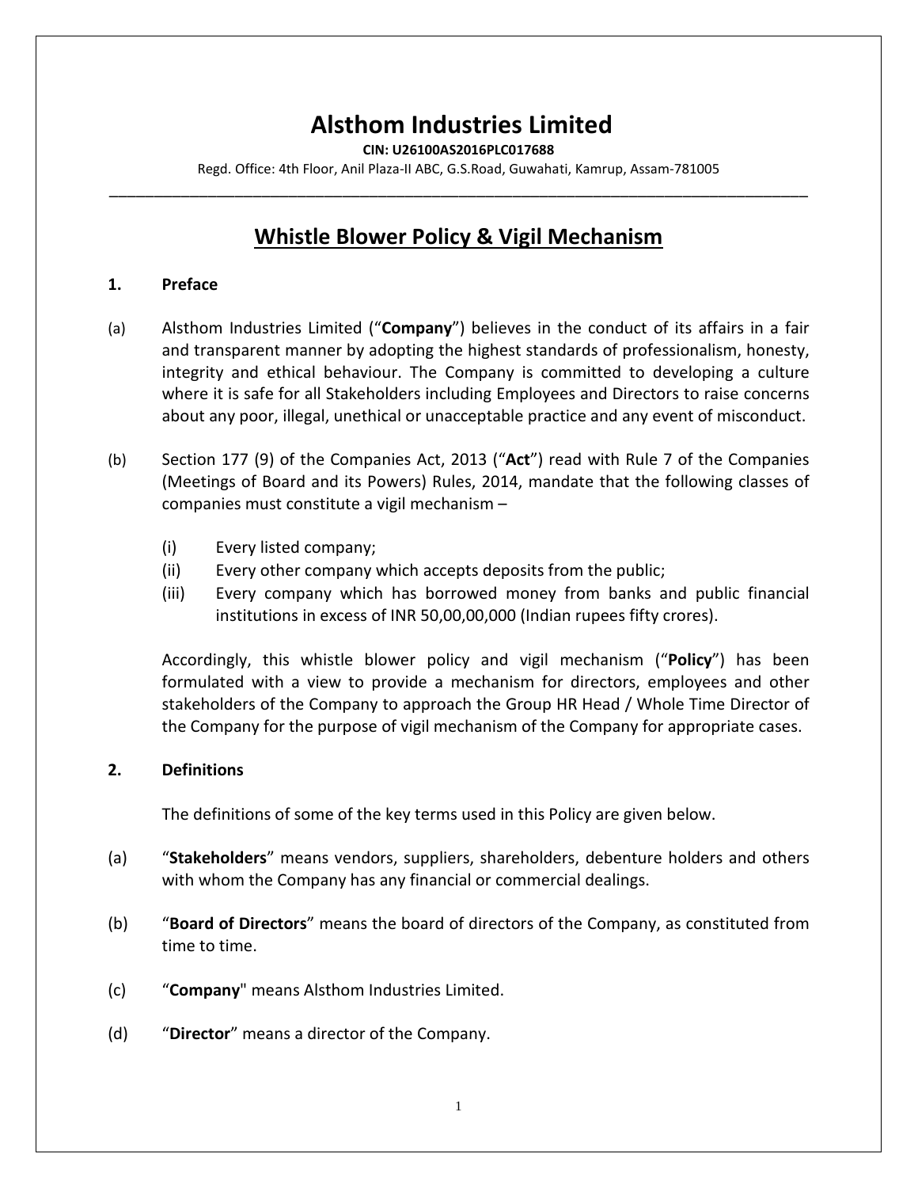# Alsthom Industries Limited

**CIN: U26100AS2016PLC017688**

Regd. Office: 4th Floor, Anil Plaza-II ABC, G.S.Road, Guwahati, Kamrup, Assam-781005

---

## Whistle Blower Policy & Vigil Mechanism

### 1. Preface

(a) Alsthom Industries Limited ("**Company**") believes in the conduct of its affairs in a fair and transparent manner by adopting the highest standards of professionalism, honesty, integrity and ethical behaviour. The Company is committed to developing a culture where it is safe for all Stakeholders including Employees and Directors to raise concerns about any poor, illegal, unethical or unacceptable practice and any event of misconduct.

(b) Section 177 (9) of the Companies Act, 2013 ("**Act**") read with Rule 7 of the Companies (Meetings of Board and its Powers) Rules, 2014, mandate that the following classes of companies must constitute a vigil mechanism –

   (i) Every listed company;
   (ii) Every other company which accepts deposits from the public;
   (iii) Every company which has borrowed money from banks and public financial institutions in excess of INR 50,00,00,000 (Indian rupees fifty crores).

   Accordingly, this whistle blower policy and vigil mechanism ("**Policy**") has been formulated with a view to provide a mechanism for directors, employees and other stakeholders of the Company to approach the Group HR Head / Whole Time Director of the Company for the purpose of vigil mechanism of the Company for appropriate cases.

### 2. Definitions

The definitions of some of the key terms used in this Policy are given below.

(a) "**Stakeholders**" means vendors, suppliers, shareholders, debenture holders and others with whom the Company has any financial or commercial dealings.

(b) "**Board of Directors**" means the board of directors of the Company, as constituted from time to time.

(c) "**Company**" means Alsthom Industries Limited.

(d) "**Director**" means a director of the Company.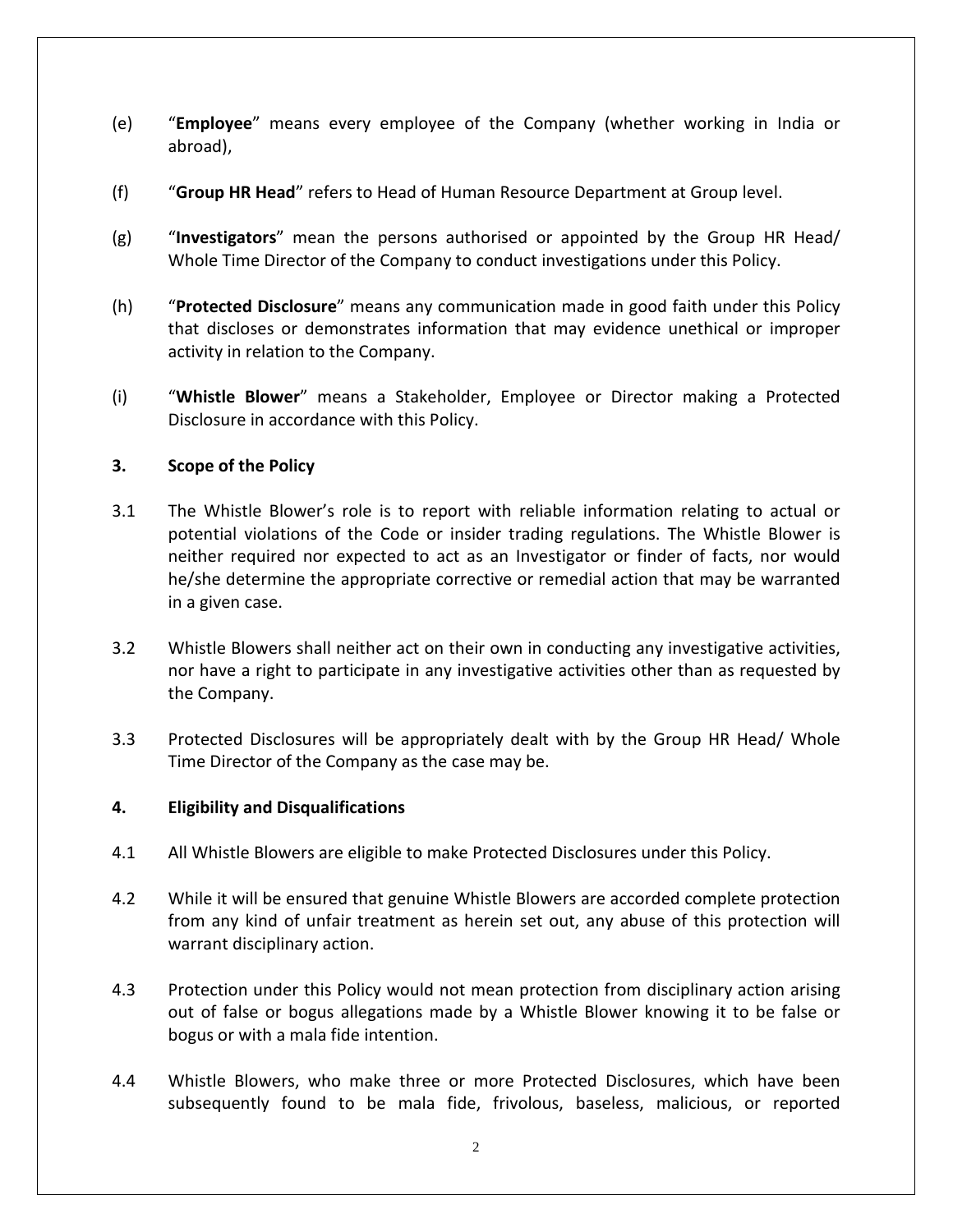(e) "**Employee**" means every employee of the Company (whether working in India or abroad),

(f) "**Group HR Head**" refers to Head of Human Resource Department at Group level.

(g) "**Investigators**" mean the persons authorised or appointed by the Group HR Head/ Whole Time Director of the Company to conduct investigations under this Policy.

(h) "**Protected Disclosure**" means any communication made in good faith under this Policy that discloses or demonstrates information that may evidence unethical or improper activity in relation to the Company.

(i) "**Whistle Blower**" means a Stakeholder, Employee or Director making a Protected Disclosure in accordance with this Policy.

## 3. Scope of the Policy

3.1 The Whistle Blower's role is to report with reliable information relating to actual or potential violations of the Code or insider trading regulations. The Whistle Blower is neither required nor expected to act as an Investigator or finder of facts, nor would he/she determine the appropriate corrective or remedial action that may be warranted in a given case.

3.2 Whistle Blowers shall neither act on their own in conducting any investigative activities, nor have a right to participate in any investigative activities other than as requested by the Company.

3.3 Protected Disclosures will be appropriately dealt with by the Group HR Head/ Whole Time Director of the Company as the case may be.

## 4. Eligibility and Disqualifications

4.1 All Whistle Blowers are eligible to make Protected Disclosures under this Policy.

4.2 While it will be ensured that genuine Whistle Blowers are accorded complete protection from any kind of unfair treatment as herein set out, any abuse of this protection will warrant disciplinary action.

4.3 Protection under this Policy would not mean protection from disciplinary action arising out of false or bogus allegations made by a Whistle Blower knowing it to be false or bogus or with a mala fide intention.

4.4 Whistle Blowers, who make three or more Protected Disclosures, which have been subsequently found to be mala fide, frivolous, baseless, malicious, or reported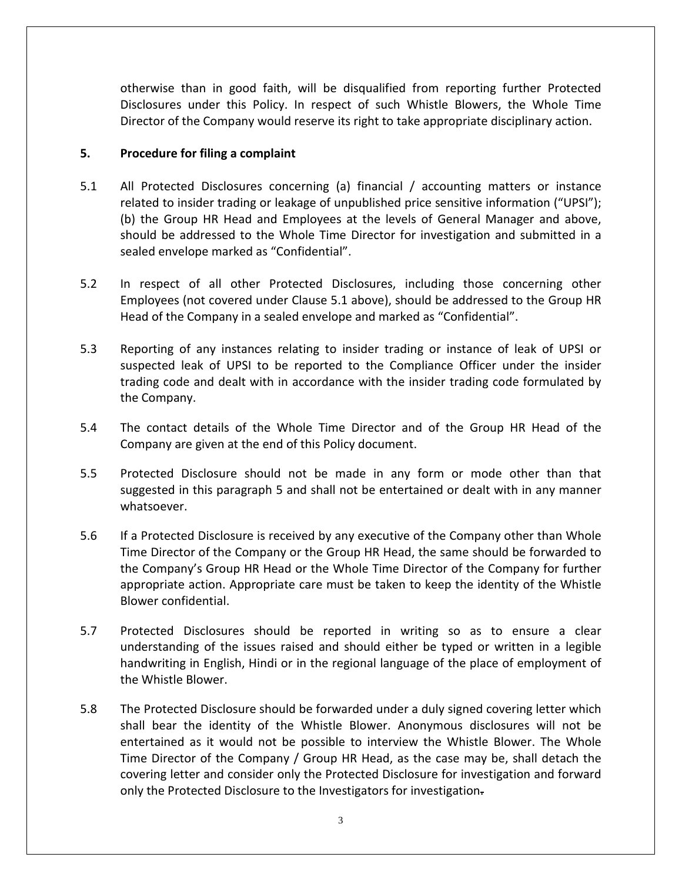otherwise than in good faith, will be disqualified from reporting further Protected Disclosures under this Policy. In respect of such Whistle Blowers, the Whole Time Director of the Company would reserve its right to take appropriate disciplinary action.

## 5. Procedure for filing a complaint

5.1 All Protected Disclosures concerning (a) financial / accounting matters or instance related to insider trading or leakage of unpublished price sensitive information ("UPSI"); (b) the Group HR Head and Employees at the levels of General Manager and above, should be addressed to the Whole Time Director for investigation and submitted in a sealed envelope marked as "Confidential".

5.2 In respect of all other Protected Disclosures, including those concerning other Employees (not covered under Clause 5.1 above), should be addressed to the Group HR Head of the Company in a sealed envelope and marked as "Confidential".

5.3 Reporting of any instances relating to insider trading or instance of leak of UPSI or suspected leak of UPSI to be reported to the Compliance Officer under the insider trading code and dealt with in accordance with the insider trading code formulated by the Company.

5.4 The contact details of the Whole Time Director and of the Group HR Head of the Company are given at the end of this Policy document.

5.5 Protected Disclosure should not be made in any form or mode other than that suggested in this paragraph 5 and shall not be entertained or dealt with in any manner whatsoever.

5.6 If a Protected Disclosure is received by any executive of the Company other than Whole Time Director of the Company or the Group HR Head, the same should be forwarded to the Company's Group HR Head or the Whole Time Director of the Company for further appropriate action. Appropriate care must be taken to keep the identity of the Whistle Blower confidential.

5.7 Protected Disclosures should be reported in writing so as to ensure a clear understanding of the issues raised and should either be typed or written in a legible handwriting in English, Hindi or in the regional language of the place of employment of the Whistle Blower.

5.8 The Protected Disclosure should be forwarded under a duly signed covering letter which shall bear the identity of the Whistle Blower. Anonymous disclosures will not be entertained as it would not be possible to interview the Whistle Blower. The Whole Time Director of the Company / Group HR Head, as the case may be, shall detach the covering letter and consider only the Protected Disclosure for investigation and forward only the Protected Disclosure to the Investigators for investigation.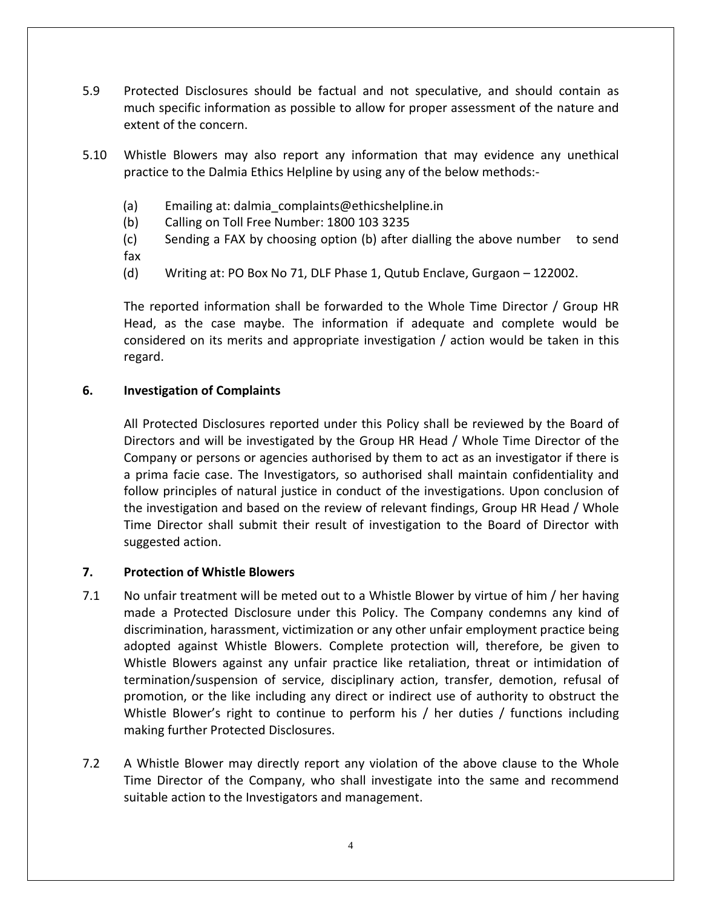5.9 Protected Disclosures should be factual and not speculative, and should contain as much specific information as possible to allow for proper assessment of the nature and extent of the concern.

5.10 Whistle Blowers may also report any information that may evidence any unethical practice to the Dalmia Ethics Helpline by using any of the below methods:-

(a) Emailing at: dalmia_complaints@ethicshelpline.in
(b) Calling on Toll Free Number: 1800 103 3235
(c) Sending a FAX by choosing option (b) after dialling the above number to send fax
(d) Writing at: PO Box No 71, DLF Phase 1, Qutub Enclave, Gurgaon – 122002.

The reported information shall be forwarded to the Whole Time Director / Group HR Head, as the case maybe. The information if adequate and complete would be considered on its merits and appropriate investigation / action would be taken in this regard.

## 6. Investigation of Complaints

All Protected Disclosures reported under this Policy shall be reviewed by the Board of Directors and will be investigated by the Group HR Head / Whole Time Director of the Company or persons or agencies authorised by them to act as an investigator if there is a prima facie case. The Investigators, so authorised shall maintain confidentiality and follow principles of natural justice in conduct of the investigations. Upon conclusion of the investigation and based on the review of relevant findings, Group HR Head / Whole Time Director shall submit their result of investigation to the Board of Director with suggested action.

## 7. Protection of Whistle Blowers

7.1 No unfair treatment will be meted out to a Whistle Blower by virtue of him / her having made a Protected Disclosure under this Policy. The Company condemns any kind of discrimination, harassment, victimization or any other unfair employment practice being adopted against Whistle Blowers. Complete protection will, therefore, be given to Whistle Blowers against any unfair practice like retaliation, threat or intimidation of termination/suspension of service, disciplinary action, transfer, demotion, refusal of promotion, or the like including any direct or indirect use of authority to obstruct the Whistle Blower's right to continue to perform his / her duties / functions including making further Protected Disclosures.

7.2 A Whistle Blower may directly report any violation of the above clause to the Whole Time Director of the Company, who shall investigate into the same and recommend suitable action to the Investigators and management.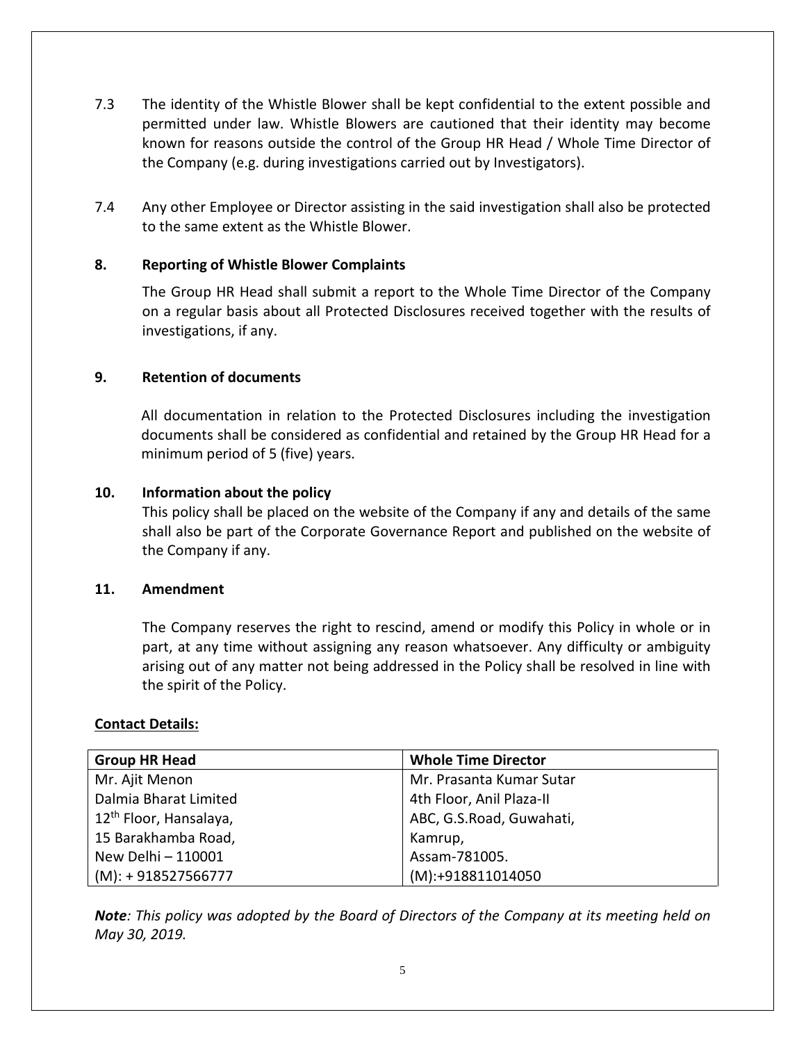7.3 The identity of the Whistle Blower shall be kept confidential to the extent possible and permitted under law. Whistle Blowers are cautioned that their identity may become known for reasons outside the control of the Group HR Head / Whole Time Director of the Company (e.g. during investigations carried out by Investigators).

7.4 Any other Employee or Director assisting in the said investigation shall also be protected to the same extent as the Whistle Blower.

## 8. Reporting of Whistle Blower Complaints

The Group HR Head shall submit a report to the Whole Time Director of the Company on a regular basis about all Protected Disclosures received together with the results of investigations, if any.

## 9. Retention of documents

All documentation in relation to the Protected Disclosures including the investigation documents shall be considered as confidential and retained by the Group HR Head for a minimum period of 5 (five) years.

## 10. Information about the policy

This policy shall be placed on the website of the Company if any and details of the same shall also be part of the Corporate Governance Report and published on the website of the Company if any.

## 11. Amendment

The Company reserves the right to rescind, amend or modify this Policy in whole or in part, at any time without assigning any reason whatsoever. Any difficulty or ambiguity arising out of any matter not being addressed in the Policy shall be resolved in line with the spirit of the Policy.

**Contact Details:**

| Group HR Head | Whole Time Director |
|---|---|
| Mr. Ajit Menon | Mr. Prasanta Kumar Sutar |
| Dalmia Bharat Limited | 4th Floor, Anil Plaza-II |
| 12th Floor, Hansalaya, | ABC, G.S.Road, Guwahati, |
| 15 Barakhamba Road, | Kamrup, |
| New Delhi – 110001 | Assam-781005. |
| (M): + 918527566777 | (M):+918811014050 |

***Note**: This policy was adopted by the Board of Directors of the Company at its meeting held on May 30, 2019.*